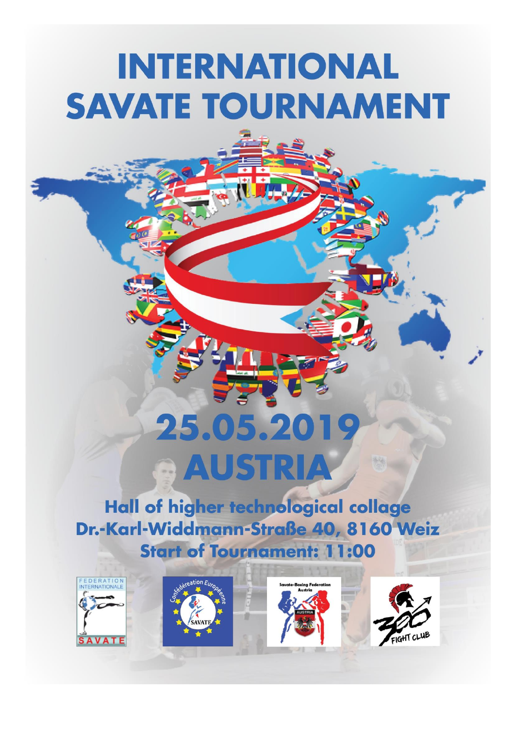# INTERNATIONAL SAVATE TOURNAMENT

## 25.05.2019
## AUSTRIA

**Hall of higher technological collage**
**Dr.-Karl-Widdmann-Straße 40, 8160 Weiz**
**Start of Tournament: 11:00**

FEDERATION INTERNATIONALE SAVATE

Confédération Européenne SAVATE

Savate-Boxing Federation Austria

300 FIGHT CLUB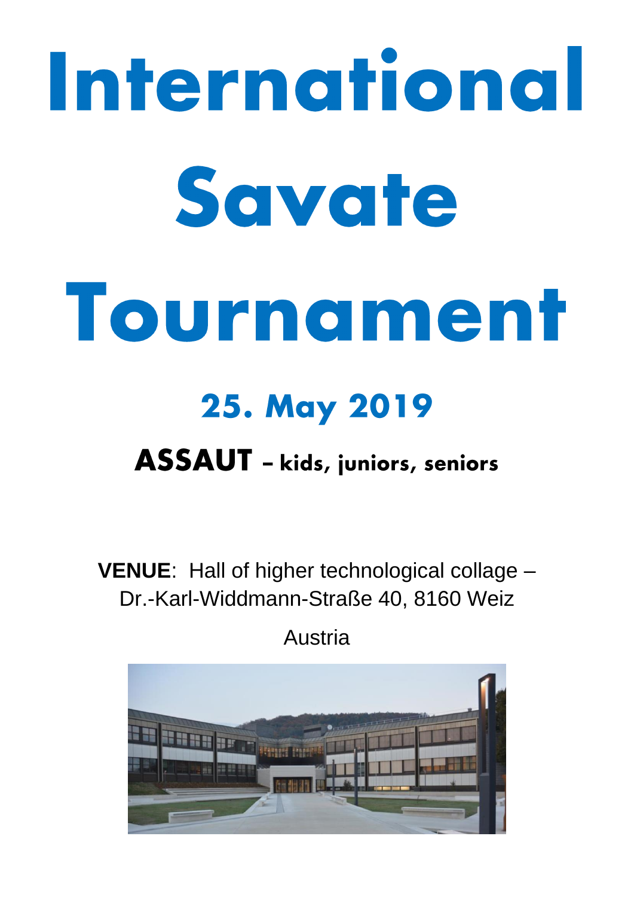# International Savate Tournament

## 25. May 2019

### ASSAUT – kids, juniors, seniors

**VENUE**: Hall of higher technological collage – Dr.-Karl-Widdmann-Straße 40, 8160 Weiz

Austria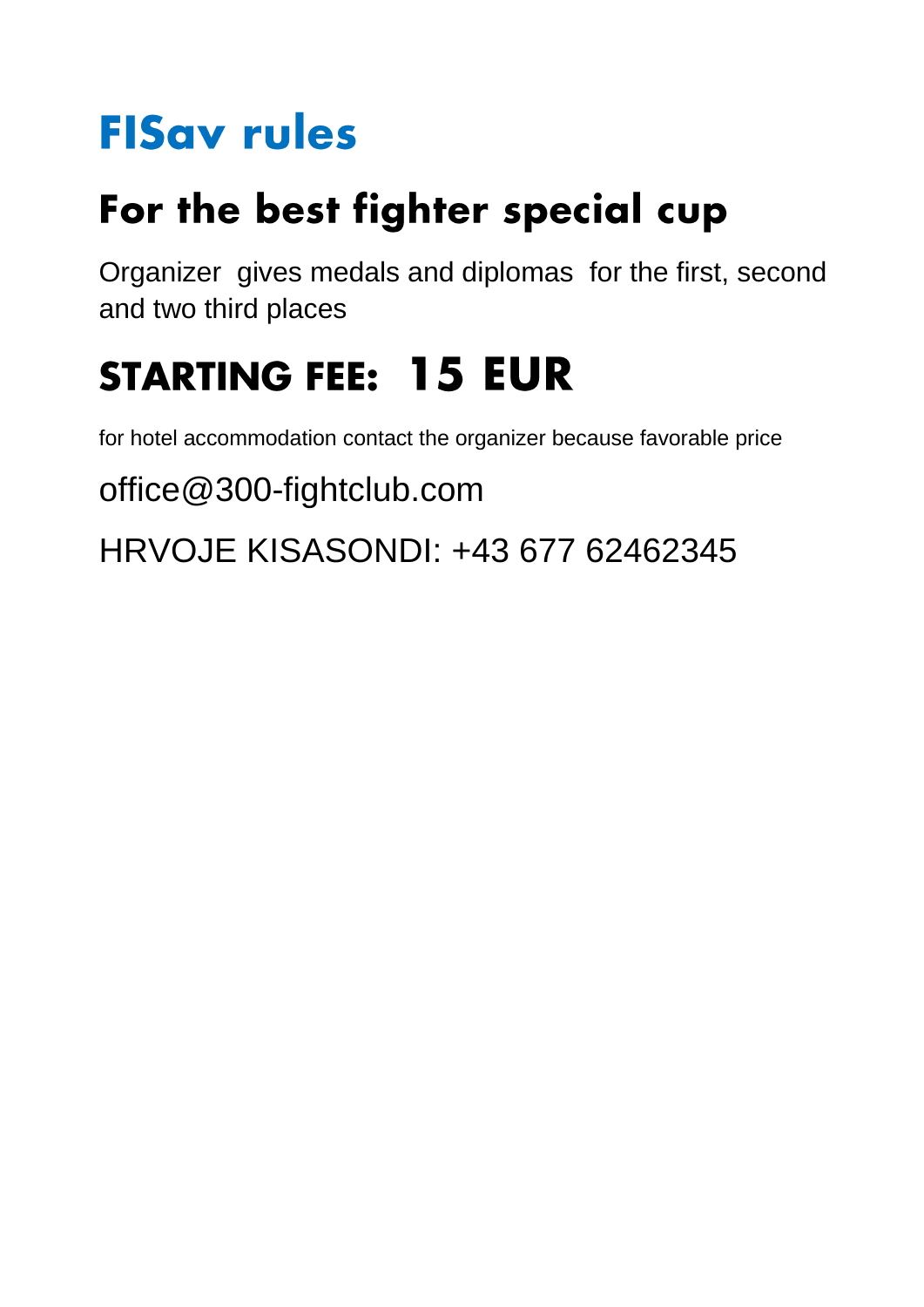# FISav rules

## For the best fighter special cup

Organizer gives medals and diplomas for the first, second and two third places

## STARTING FEE: 15 EUR

for hotel accommodation contact the organizer because favorable price

office@300-fightclub.com

HRVOJE KISASONDI: +43 677 62462345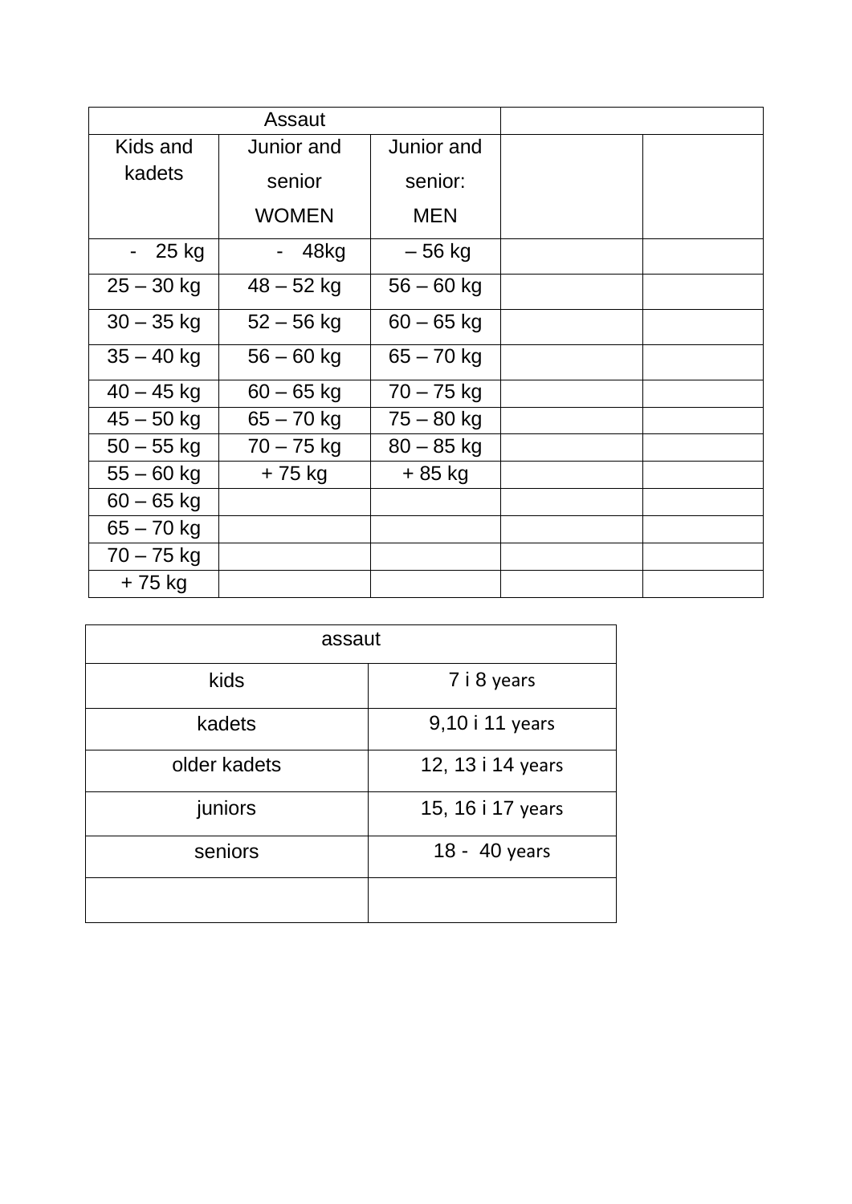| Assaut | | | | |
|---|---|---|---|---|
| Kids and kadets | Junior and senior WOMEN | Junior and senior: MEN | | |
| - 25 kg | - 48kg | – 56 kg | | |
| 25 – 30 kg | 48 – 52 kg | 56 – 60 kg | | |
| 30 – 35 kg | 52 – 56 kg | 60 – 65 kg | | |
| 35 – 40 kg | 56 – 60 kg | 65 – 70 kg | | |
| 40 – 45 kg | 60 – 65 kg | 70 – 75 kg | | |
| 45 – 50 kg | 65 – 70 kg | 75 – 80 kg | | |
| 50 – 55 kg | 70 – 75 kg | 80 – 85 kg | | |
| 55 – 60 kg | + 75 kg | + 85 kg | | |
| 60 – 65 kg | | | | |
| 65 – 70 kg | | | | |
| 70 – 75 kg | | | | |
| + 75 kg | | | | |

| assaut | |
|---|---|
| kids | 7 i 8 years |
| kadets | 9,10 i 11 years |
| older kadets | 12, 13 i 14 years |
| juniors | 15, 16 i 17 years |
| seniors | 18 - 40 years |
| | |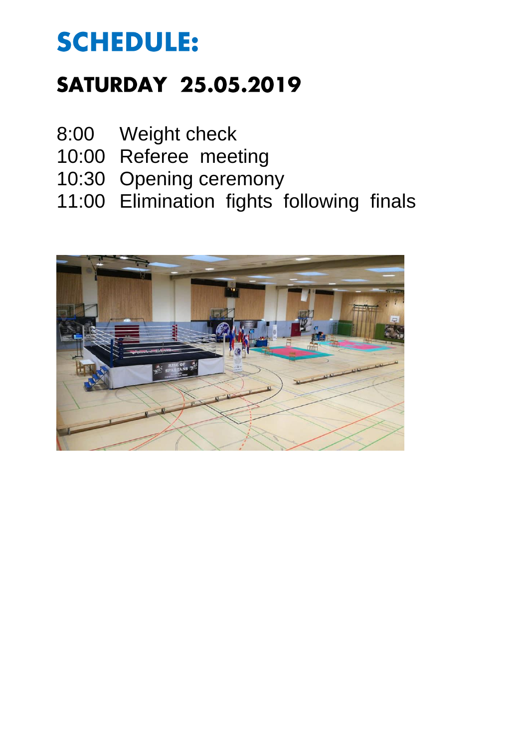# SCHEDULE:

## SATURDAY 25.05.2019

8:00 Weight check
10:00 Referee meeting
10:30 Opening ceremony
11:00 Elimination fights following finals